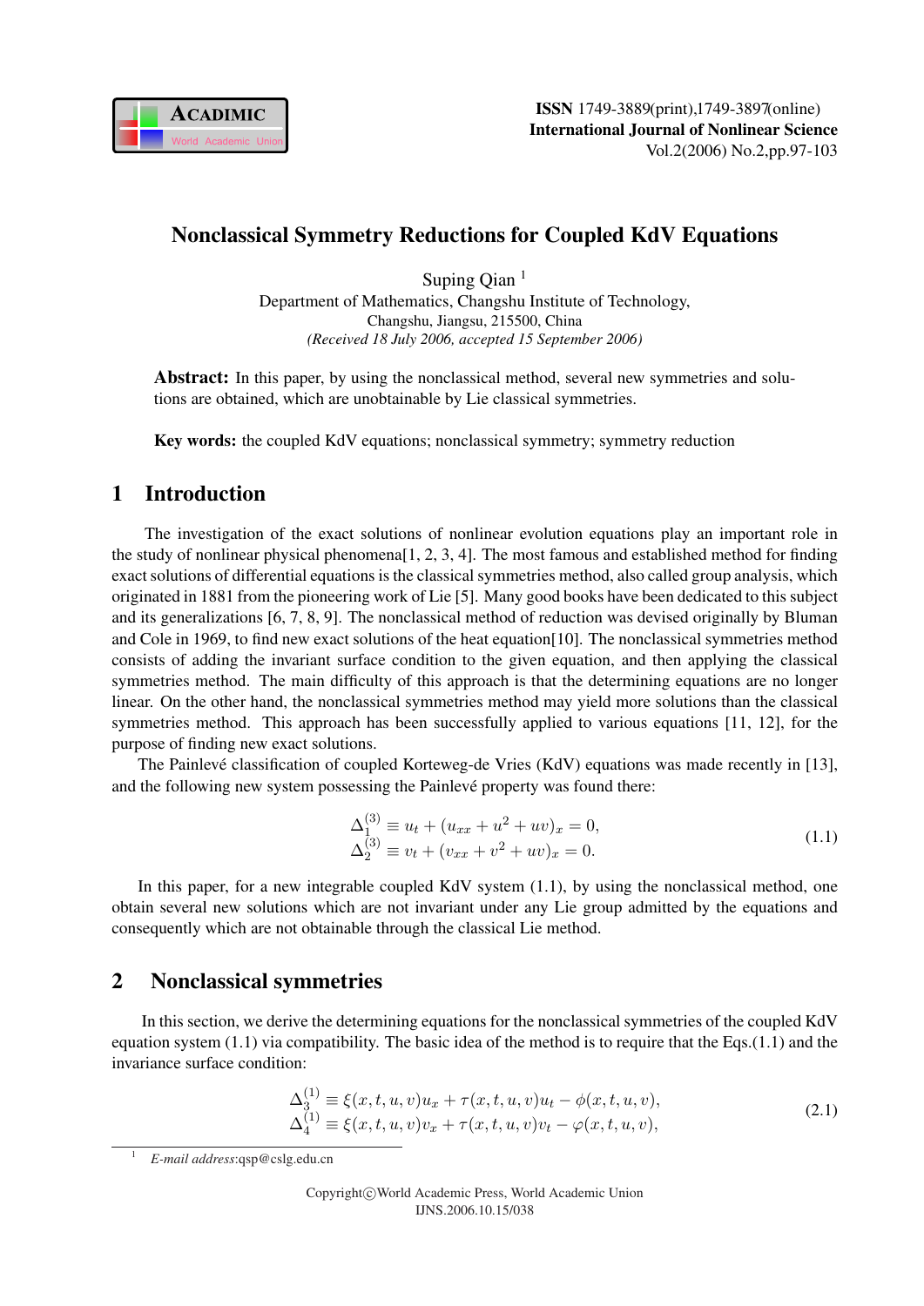# Nonclassical Symmetry Reductions for Coupled KdV Equations

Suping Qian [1]

Department of Mathematics, Changshu Institute of Technology,
Changshu, Jiangsu, 215500, China
*(Received 18 July 2006, accepted 15 September 2006)*

**Abstract:** In this paper, by using the nonclassical method, several new symmetries and solutions are obtained, which are unobtainable by Lie classical symmetries.

**Key words:** the coupled KdV equations; nonclassical symmetry; symmetry reduction

## 1 Introduction

The investigation of the exact solutions of nonlinear evolution equations play an important role in the study of nonlinear physical phenomena[1, 2, 3, 4]. The most famous and established method for finding exact solutions of differential equations is the classical symmetries method, also called group analysis, which originated in 1881 from the pioneering work of Lie [5]. Many good books have been dedicated to this subject and its generalizations [6, 7, 8, 9]. The nonclassical method of reduction was devised originally by Bluman and Cole in 1969, to find new exact solutions of the heat equation[10]. The nonclassical symmetries method consists of adding the invariant surface condition to the given equation, and then applying the classical symmetries method. The main difficulty of this approach is that the determining equations are no longer linear. On the other hand, the nonclassical symmetries method may yield more solutions than the classical symmetries method. This approach has been successfully applied to various equations [11, 12], for the purpose of finding new exact solutions.

The Painlevé classification of coupled Korteweg-de Vries (KdV) equations was made recently in [13], and the following new system possessing the Painlevé property was found there:

$$
\begin{aligned}
\Delta_1^{(3)} &\equiv u_t + (u_{xx} + u^2 + uv)_x = 0, \\
\Delta_2^{(3)} &\equiv v_t + (v_{xx} + v^2 + uv)_x = 0.
\end{aligned}
\tag{1.1}
$$

In this paper, for a new integrable coupled KdV system (1.1), by using the nonclassical method, one obtain several new solutions which are not invariant under any Lie group admitted by the equations and consequently which are not obtainable through the classical Lie method.

## 2 Nonclassical symmetries

In this section, we derive the determining equations for the nonclassical symmetries of the coupled KdV equation system (1.1) via compatibility. The basic idea of the method is to require that the Eqs.(1.1) and the invariance surface condition:

$$
\begin{aligned}
\Delta_3^{(1)} &\equiv \xi(x,t,u,v)u_x + \tau(x,t,u,v)u_t - \phi(x,t,u,v), \\
\Delta_4^{(1)} &\equiv \xi(x,t,u,v)v_x + \tau(x,t,u,v)v_t - \varphi(x,t,u,v),
\end{aligned}
\tag{2.1}
$$

[1] *E-mail address*:qsp@cslg.edu.cn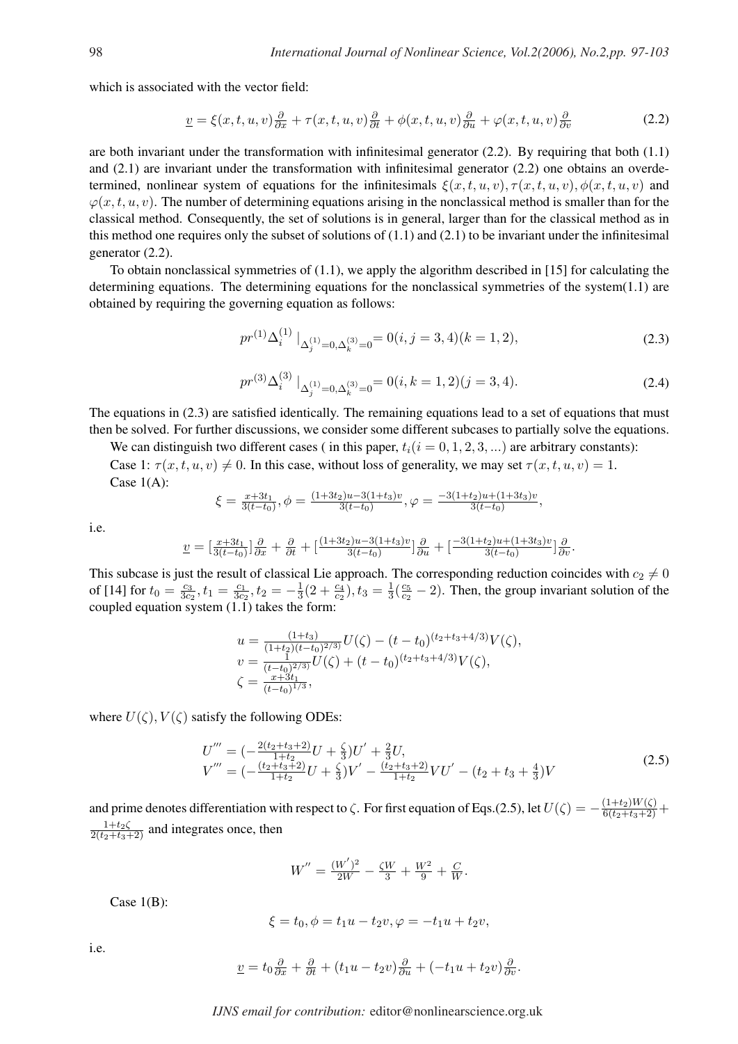which is associated with the vector field:

$$\underline{v} = \xi(x,t,u,v)\frac{\partial}{\partial x} + \tau(x,t,u,v)\frac{\partial}{\partial t} + \phi(x,t,u,v)\frac{\partial}{\partial u} + \varphi(x,t,u,v)\frac{\partial}{\partial v} \tag{2.2}$$

are both invariant under the transformation with infinitesimal generator (2.2). By requiring that both (1.1) and (2.1) are invariant under the transformation with infinitesimal generator (2.2) one obtains an overdetermined, nonlinear system of equations for the infinitesimals $\xi(x,t,u,v), \tau(x,t,u,v), \phi(x,t,u,v)$ and $\varphi(x,t,u,v)$. The number of determining equations arising in the nonclassical method is smaller than for the classical method. Consequently, the set of solutions is in general, larger than for the classical method as in this method one requires only the subset of solutions of (1.1) and (2.1) to be invariant under the infinitesimal generator (2.2).

To obtain nonclassical symmetries of (1.1), we apply the algorithm described in [15] for calculating the determining equations. The determining equations for the nonclassical symmetries of the system(1.1) are obtained by requiring the governing equation as follows:

$$pr^{(1)}\Delta_i^{(1)} \mid_{\Delta_j^{(1)}=0, \Delta_k^{(3)}=0} = 0 (i,j=3,4)(k=1,2), \tag{2.3}$$

$$pr^{(3)}\Delta_i^{(3)} \mid_{\Delta_j^{(1)}=0, \Delta_k^{(3)}=0} = 0 (i,k=1,2)(j=3,4). \tag{2.4}$$

The equations in (2.3) are satisfied identically. The remaining equations lead to a set of equations that must then be solved. For further discussions, we consider some different subcases to partially solve the equations.

We can distinguish two different cases ( in this paper, $t_i (i = 0, 1, 2, 3, ...)$ are arbitrary constants):

Case 1: $\tau(x,t,u,v) \neq 0$. In this case, without loss of generality, we may set $\tau(x,t,u,v) = 1$.

Case 1(A):

$$\xi = \frac{x+3t_1}{3(t-t_0)}, \phi = \frac{(1+3t_2)u - 3(1+t_3)v}{3(t-t_0)}, \varphi = \frac{-3(1+t_2)u + (1+3t_3)v}{3(t-t_0)},$$

i.e.

$$\underline{v} = [\frac{x+3t_1}{3(t-t_0)}]\frac{\partial}{\partial x} + \frac{\partial}{\partial t} + [\frac{(1+3t_2)u-3(1+t_3)v}{3(t-t_0)}]\frac{\partial}{\partial u} + [\frac{-3(1+t_2)u+(1+3t_3)v}{3(t-t_0)}]\frac{\partial}{\partial v}.$$

This subcase is just the result of classical Lie approach. The corresponding reduction coincides with $c_2 \neq 0$ of [14] for $t_0 = \frac{c_3}{3c_2}, t_1 = \frac{c_1}{3c_2}, t_2 = -\frac{1}{3}(2+\frac{c_4}{c_2}), t_3 = \frac{1}{3}(\frac{c_5}{c_2} - 2)$. Then, the group invariant solution of the coupled equation system (1.1) takes the form:

$$\begin{aligned}
u &= \frac{(1+t_3)}{(1+t_2)(t-t_0)^{2/3}}U(\zeta) - (t-t_0)^{(t_2+t_3+4/3)}V(\zeta), \\
v &= \frac{1}{(t-t_0)^{2/3}}U(\zeta) + (t-t_0)^{(t_2+t_3+4/3)}V(\zeta), \\
\zeta &= \frac{x+3t_1}{(t-t_0)^{1/3}},
\end{aligned}$$

where $U(\zeta), V(\zeta)$ satisfy the following ODEs:

$$\begin{aligned}
U''' &= (-\frac{2(t_2+t_3+2)}{1+t_2}U + \frac{\zeta}{3})U' + \frac{2}{3}U, \\
V''' &= (-\frac{(t_2+t_3+2)}{1+t_2}U + \frac{\zeta}{3})V' - \frac{(t_2+t_3+2)}{1+t_2}VU' - (t_2+t_3+\frac{4}{3})V
\end{aligned} \tag{2.5}$$

and prime denotes differentiation with respect to $\zeta$. For first equation of Eqs.(2.5), let $U(\zeta) = -\frac{(1+t_2)W(\zeta)}{6(t_2+t_3+2)} + \frac{1+t_2\zeta}{2(t_2+t_3+2)}$ and integrates once, then

$$W'' = \frac{(W')^2}{2W} - \frac{\zeta W}{3} + \frac{W^2}{9} + \frac{C}{W}.$$

Case 1(B):

$$\xi = t_0, \phi = t_1 u - t_2 v, \varphi = -t_1 u + t_2 v,$$

i.e.

$$\underline{v} = t_0\frac{\partial}{\partial x} + \frac{\partial}{\partial t} + (t_1 u - t_2 v)\frac{\partial}{\partial u} + (-t_1 u + t_2 v)\frac{\partial}{\partial v}.$$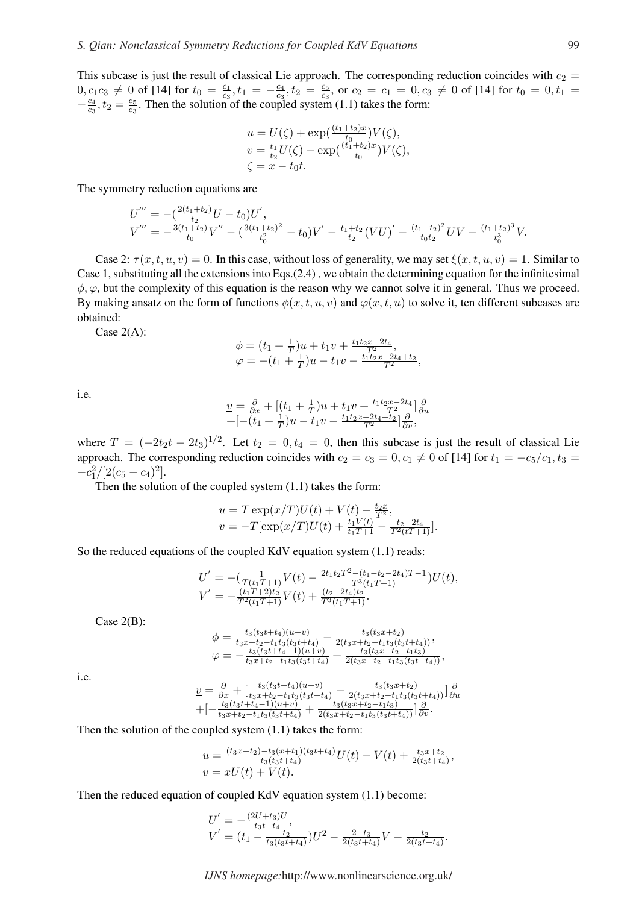This subcase is just the result of classical Lie approach. The corresponding reduction coincides with $c_2 = 0, c_1c_3 \neq 0$ of [14] for $t_0 = \frac{c_1}{c_3}, t_1 = -\frac{c_4}{c_3}, t_2 = \frac{c_5}{c_3}$, or $c_2 = c_1 = 0, c_3 \neq 0$ of [14] for $t_0 = 0, t_1 = -\frac{c_4}{c_3}, t_2 = \frac{c_5}{c_3}$. Then the solution of the coupled system (1.1) takes the form:

$$
\begin{aligned}
&u = U(\zeta) + \exp(\tfrac{(t_1+t_2)x}{t_0})V(\zeta),\\
&v = \tfrac{t_1}{t_2}U(\zeta) - \exp(\tfrac{(t_1+t_2)x}{t_0})V(\zeta),\\
&\zeta = x - t_0 t.
\end{aligned}
$$

The symmetry reduction equations are

$$
\begin{aligned}
&U^{'''} = -(\tfrac{2(t_1+t_2)}{t_2}U - t_0)U^{'},\\
&V^{'''} = -\tfrac{3(t_1+t_2)}{t_0}V^{''} - (\tfrac{3(t_1+t_2)^2}{t_0^2} - t_0)V^{'} - \tfrac{t_1+t_2}{t_2}(VU)^{'} - \tfrac{(t_1+t_2)^2}{t_0 t_2}UV - \tfrac{(t_1+t_2)^3}{t_0^3}V.
\end{aligned}
$$

Case 2: $\tau(x,t,u,v) = 0$. In this case, without loss of generality, we may set $\xi(x,t,u,v) = 1$. Similar to Case 1, substituting all the extensions into Eqs.(2.4) , we obtain the determining equation for the infinitesimal $\phi, \varphi$, but the complexity of this equation is the reason why we cannot solve it in general. Thus we proceed. By making ansatz on the form of functions $\phi(x,t,u,v)$ and $\varphi(x,t,u)$ to solve it, ten different subcases are obtained:

Case 2(A):

$$
\begin{aligned}
&\phi = (t_1 + \tfrac{1}{T})u + t_1 v + \tfrac{t_1 t_2 x - 2t_4}{T^2},\\
&\varphi = -(t_1 + \tfrac{1}{T})u - t_1 v - \tfrac{t_1 t_2 x - 2t_4 + t_2}{T^2},
\end{aligned}
$$

i.e.

$$
\begin{aligned}
&\underline{v} = \tfrac{\partial}{\partial x} + [(t_1 + \tfrac{1}{T})u + t_1 v + \tfrac{t_1 t_2 x - 2t_4}{T^2}]\tfrac{\partial}{\partial u}\\
&+[-(t_1 + \tfrac{1}{T})u - t_1 v - \tfrac{t_1 t_2 x - 2t_4 + t_2}{T^2}]\tfrac{\partial}{\partial v},
\end{aligned}
$$

where $T = (-2t_2 t - 2t_3)^{1/2}$. Let $t_2 = 0, t_4 = 0$, then this subcase is just the result of classical Lie approach. The corresponding reduction coincides with $c_2 = c_3 = 0, c_1 \neq 0$ of [14] for $t_1 = -c_5/c_1, t_3 = -c_1^2/[2(c_5 - c_4)^2]$.

Then the solution of the coupled system (1.1) takes the form:

$$
\begin{aligned}
&u = T\exp(x/T)U(t) + V(t) - \tfrac{t_2 x}{T^2},\\
&v = -T[\exp(x/T)U(t) + \tfrac{t_1 V(t)}{t_1 T + 1} - \tfrac{t_2 - 2t_4}{T^2(tT+1)}].
\end{aligned}
$$

So the reduced equations of the coupled KdV equation system (1.1) reads:

$$
\begin{aligned}
&U^{'} = -(\tfrac{1}{T(t_1T+1)}V(t) - \tfrac{2t_1t_2T^2 - (t_1 - t_2 - 2t_4)T - 1}{T^3(t_1T+1)})U(t),\\
&V^{'} = -\tfrac{(t_1T+2)t_2}{T^2(t_1T+1)}V(t) + \tfrac{(t_2 - 2t_4)t_2}{T^3(t_1T+1)}.
\end{aligned}
$$

Case 2(B):

$$
\begin{aligned}
&\phi = \tfrac{t_3(t_3t+t_4)(u+v)}{t_3x+t_2-t_1t_3(t_3t+t_4)} - \tfrac{t_3(t_3x+t_2)}{2(t_3x+t_2-t_1t_3(t_3t+t_4))},\\
&\varphi = -\tfrac{t_3(t_3t+t_4-1)(u+v)}{t_3x+t_2-t_1t_3(t_3t+t_4)} + \tfrac{t_3(t_3x+t_2-t_1t_3)}{2(t_3x+t_2-t_1t_3(t_3t+t_4))},
\end{aligned}
$$

i.e.

$$
\begin{aligned}
&\underline{v} = \tfrac{\partial}{\partial x} + [\tfrac{t_3(t_3t+t_4)(u+v)}{t_3x+t_2-t_1t_3(t_3t+t_4)} - \tfrac{t_3(t_3x+t_2)}{2(t_3x+t_2-t_1t_3(t_3t+t_4))}]\tfrac{\partial}{\partial u}\\
&+[-\tfrac{t_3(t_3t+t_4-1)(u+v)}{t_3x+t_2-t_1t_3(t_3t+t_4)} + \tfrac{t_3(t_3x+t_2-t_1t_3)}{2(t_3x+t_2-t_1t_3(t_3t+t_4))}]\tfrac{\partial}{\partial v}.
\end{aligned}
$$

Then the solution of the coupled system (1.1) takes the form:

$$
\begin{aligned}
&u = \tfrac{(t_3x+t_2)-t_3(x+t_1)(t_3t+t_4)}{t_3(t_3t+t_4)}U(t) - V(t) + \tfrac{t_3x+t_2}{2(t_3t+t_4)},\\
&v = xU(t) + V(t).
\end{aligned}
$$

Then the reduced equation of coupled KdV equation system (1.1) become:

$$
\begin{aligned}
&U^{'} = -\tfrac{(2U+t_3)U}{t_3t+t_4},\\
&V^{'} = (t_1 - \tfrac{t_2}{t_3(t_3t+t_4)})U^2 - \tfrac{2+t_3}{2(t_3t+t_4)}V - \tfrac{t_2}{2(t_3t+t_4)}.
\end{aligned}
$$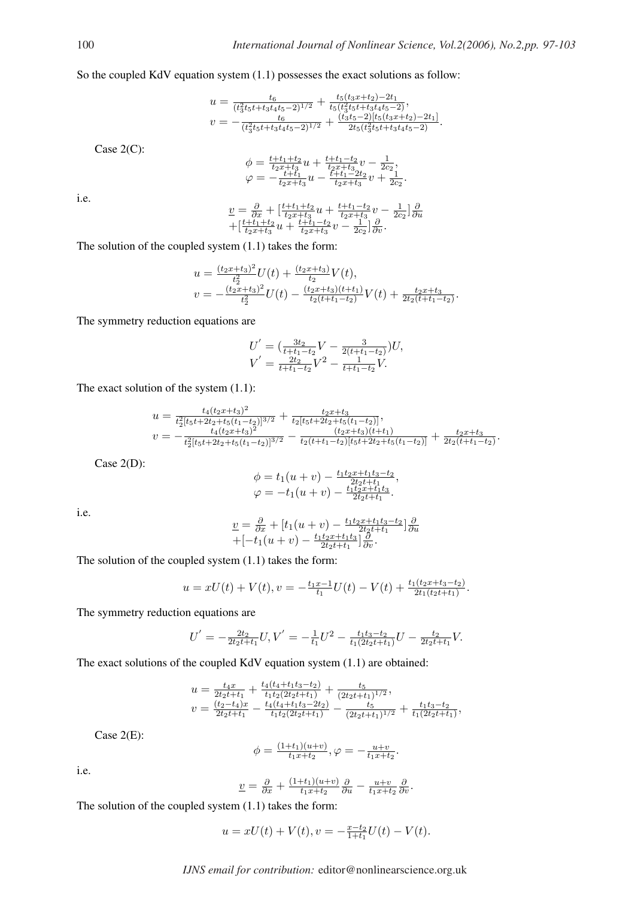So the coupled KdV equation system (1.1) possesses the exact solutions as follow:

$$
\begin{aligned}
u &= \tfrac{t_6}{(t_3^2 t_5 t + t_3 t_4 t_5 - 2)^{1/2}} + \tfrac{t_5(t_3 x + t_2) - 2t_1}{t_5(t_3^2 t_5 t + t_3 t_4 t_5 - 2)},\\
v &= -\tfrac{t_6}{(t_3^2 t_5 t + t_3 t_4 t_5 - 2)^{1/2}} + \tfrac{(t_3 t_5 - 2)[t_5(t_3 x + t_2) - 2t_1]}{2t_5(t_3^2 t_5 t + t_3 t_4 t_5 - 2)}.
\end{aligned}
$$

Case 2(C):

$$
\begin{aligned}
\phi &= \tfrac{t + t_1 + t_2}{t_2 x + t_3} u + \tfrac{t + t_1 - t_2}{t_2 x + t_3} v - \tfrac{1}{2c_2},\\
\varphi &= -\tfrac{t + t_1}{t_2 x + t_3} u - \tfrac{t + t_1 - 2t_2}{t_2 x + t_3} v + \tfrac{1}{2c_2}.
\end{aligned}
$$

i.e.

$$
\begin{aligned}
\underline{v} &= \tfrac{\partial}{\partial x} + [\tfrac{t + t_1 + t_2}{t_2 x + t_3} u + \tfrac{t + t_1 - t_2}{t_2 x + t_3} v - \tfrac{1}{2c_2}]\tfrac{\partial}{\partial u}\\
&+ [\tfrac{t + t_1 + t_2}{t_2 x + t_3} u + \tfrac{t + t_1 - t_2}{t_2 x + t_3} v - \tfrac{1}{2c_2}]\tfrac{\partial}{\partial v}.
\end{aligned}
$$

The solution of the coupled system (1.1) takes the form:

$$
\begin{aligned}
u &= \tfrac{(t_2 x + t_3)^2}{t_2^2} U(t) + \tfrac{(t_2 x + t_3)}{t_2} V(t),\\
v &= -\tfrac{(t_2 x + t_3)^2}{t_2^2} U(t) - \tfrac{(t_2 x + t_3)(t + t_1)}{t_2(t + t_1 - t_2)} V(t) + \tfrac{t_2 x + t_3}{2t_2(t + t_1 - t_2)}.
\end{aligned}
$$

The symmetry reduction equations are

$$
\begin{aligned}
U' &= (\tfrac{3t_2}{t + t_1 - t_2} V - \tfrac{3}{2(t + t_1 - t_2)}) U,\\
V' &= \tfrac{2t_2}{t + t_1 - t_2} V^2 - \tfrac{1}{t + t_1 - t_2} V.
\end{aligned}
$$

The exact solution of the system (1.1):

$$
\begin{aligned}
u &= \tfrac{t_4 (t_2 x + t_3)^2}{t_2^2 [t_5 t + 2t_2 + t_5(t_1 - t_2)]^{3/2}} + \tfrac{t_2 x + t_3}{t_2 [t_5 t + 2t_2 + t_5(t_1 - t_2)]},\\
v &= -\tfrac{t_4 (t_2 x + t_3)^2}{t_2^2 [t_5 t + 2t_2 + t_5(t_1 - t_2)]^{3/2}} - \tfrac{(t_2 x + t_3)(t + t_1)}{t_2 (t + t_1 - t_2)[t_5 t + 2t_2 + t_5(t_1 - t_2)]} + \tfrac{t_2 x + t_3}{2t_2(t + t_1 - t_2)}.
\end{aligned}
$$

Case 2(D):

$$
\begin{aligned}
\phi &= t_1(u + v) - \tfrac{t_1 t_2 x + t_1 t_3 - t_2}{2t_2 t + t_1},\\
\varphi &= -t_1(u + v) - \tfrac{t_1 t_2 x + t_1 t_3}{2t_2 t + t_1}.
\end{aligned}
$$

i.e.

$$
\begin{aligned}
\underline{v} &= \tfrac{\partial}{\partial x} + [t_1(u + v) - \tfrac{t_1 t_2 x + t_1 t_3 - t_2}{2t_2 t + t_1}]\tfrac{\partial}{\partial u}\\
&+ [-t_1(u + v) - \tfrac{t_1 t_2 x + t_1 t_3}{2t_2 t + t_1}]\tfrac{\partial}{\partial v}.
\end{aligned}
$$

The solution of the coupled system (1.1) takes the form:

$$
u = xU(t) + V(t), v = -\tfrac{t_1 x - 1}{t_1} U(t) - V(t) + \tfrac{t_1(t_2 x + t_3 - t_2)}{2t_1(t_2 t + t_1)}.
$$

The symmetry reduction equations are

$$
U' = -\tfrac{2t_2}{2t_2 t + t_1} U, V' = -\tfrac{1}{t_1} U^2 - \tfrac{t_1 t_3 - t_2}{t_1(2t_2 t + t_1)} U - \tfrac{t_2}{2t_2 t + t_1} V.
$$

The exact solutions of the coupled KdV equation system (1.1) are obtained:

$$
\begin{aligned}
u &= \tfrac{t_4 x}{2t_2 t + t_1} + \tfrac{t_4(t_4 + t_1 t_3 - t_2)}{t_1 t_2 (2t_2 t + t_1)} + \tfrac{t_5}{(2t_2 t + t_1)^{1/2}},\\
v &= \tfrac{(t_2 - t_4) x}{2t_2 t + t_1} - \tfrac{t_4(t_4 + t_1 t_3 - 2t_2)}{t_1 t_2 (2t_2 t + t_1)} - \tfrac{t_5}{(2t_2 t + t_1)^{1/2}} + \tfrac{t_1 t_3 - t_2}{t_1(2t_2 t + t_1)},
\end{aligned}
$$

Case 2(E):

$$
\phi = \tfrac{(1 + t_1)(u + v)}{t_1 x + t_2}, \varphi = -\tfrac{u + v}{t_1 x + t_2}.
$$

i.e.

$$
\underline{v} = \tfrac{\partial}{\partial x} + \tfrac{(1 + t_1)(u + v)}{t_1 x + t_2}\tfrac{\partial}{\partial u} - \tfrac{u + v}{t_1 x + t_2}\tfrac{\partial}{\partial v}.
$$

The solution of the coupled system (1.1) takes the form:

$$
u = xU(t) + V(t), v = -\tfrac{x - t_2}{1 + t_1} U(t) - V(t).
$$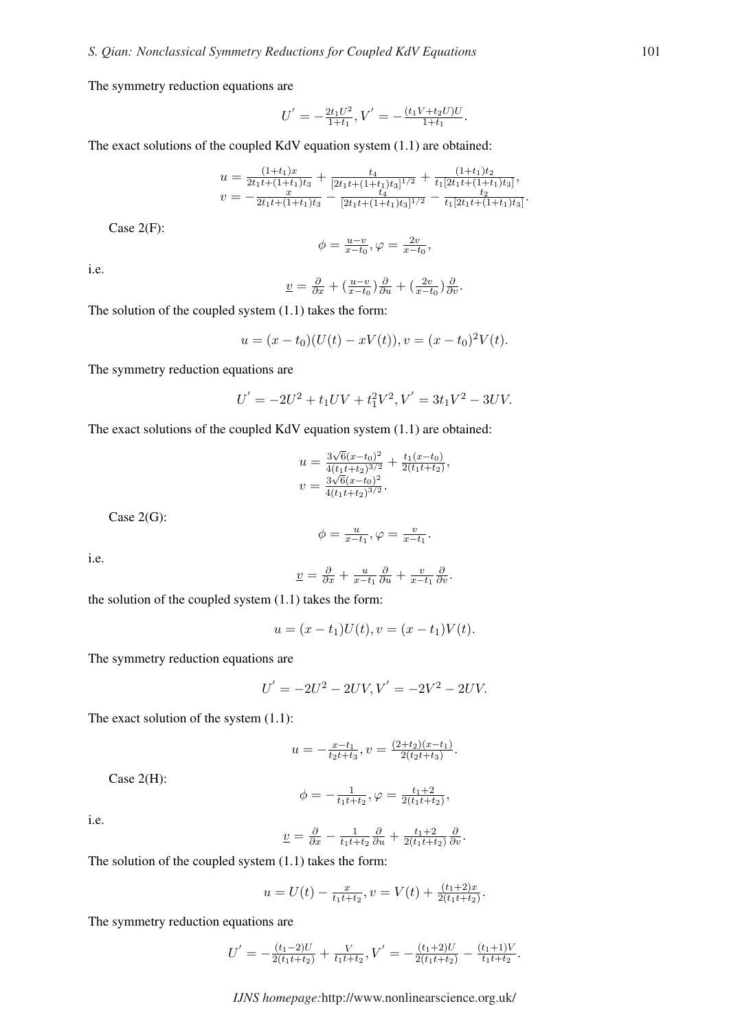The symmetry reduction equations are

$$U^{'} = -\frac{2t_1U^2}{1+t_1}, V^{'} = -\frac{(t_1V+t_2U)U}{1+t_1}.$$

The exact solutions of the coupled KdV equation system (1.1) are obtained:

$$\begin{aligned} u &= \frac{(1+t_1)x}{2t_1t+(1+t_1)t_3} + \frac{t_4}{[2t_1t+(1+t_1)t_3]^{1/2}} + \frac{(1+t_1)t_2}{t_1[2t_1t+(1+t_1)t_3]}, \\ v &= -\frac{x}{2t_1t+(1+t_1)t_3} - \frac{t_4}{[2t_1t+(1+t_1)t_3]^{1/2}} - \frac{t_2}{t_1[2t_1t+(1+t_1)t_3]}. \end{aligned}$$

Case 2(F):

$$\phi = \frac{u-v}{x-t_0}, \varphi = \frac{2v}{x-t_0},$$

i.e.

$$\underline{v} = \frac{\partial}{\partial x} + \left(\frac{u-v}{x-t_0}\right)\frac{\partial}{\partial u} + \left(\frac{2v}{x-t_0}\right)\frac{\partial}{\partial v}.$$

The solution of the coupled system (1.1) takes the form:

$$u = (x-t_0)(U(t) - xV(t)), v = (x-t_0)^2V(t).$$

The symmetry reduction equations are

$$U^{'} = -2U^2 + t_1UV + t_1^2V^2, V^{'} = 3t_1V^2 - 3UV.$$

The exact solutions of the coupled KdV equation system (1.1) are obtained:

$$\begin{aligned} u &= \frac{3\sqrt{6}(x-t_0)^2}{4(t_1t+t_2)^{3/2}} + \frac{t_1(x-t_0)}{2(t_1t+t_2)}, \\ v &= \frac{3\sqrt{6}(x-t_0)^2}{4(t_1t+t_2)^{3/2}}. \end{aligned}$$

Case 2(G):

$$\phi = \frac{u}{x-t_1}, \varphi = \frac{v}{x-t_1}.$$

i.e.

$$\underline{v} = \frac{\partial}{\partial x} + \frac{u}{x-t_1}\frac{\partial}{\partial u} + \frac{v}{x-t_1}\frac{\partial}{\partial v}.$$

the solution of the coupled system (1.1) takes the form:

$$u = (x-t_1)U(t), v = (x-t_1)V(t).$$

The symmetry reduction equations are

$$U^{'} = -2U^2 - 2UV, V^{'} = -2V^2 - 2UV.$$

The exact solution of the system (1.1):

$$u = -\frac{x-t_1}{t_2t+t_3}, v = \frac{(2+t_2)(x-t_1)}{2(t_2t+t_3)}.$$

Case 2(H):

$$\phi = -\frac{1}{t_1t+t_2}, \varphi = \frac{t_1+2}{2(t_1t+t_2)},$$

i.e.

$$\underline{v} = \frac{\partial}{\partial x} - \frac{1}{t_1t+t_2}\frac{\partial}{\partial u} + \frac{t_1+2}{2(t_1t+t_2)}\frac{\partial}{\partial v}.$$

The solution of the coupled system (1.1) takes the form:

$$u = U(t) - \frac{x}{t_1t+t_2}, v = V(t) + \frac{(t_1+2)x}{2(t_1t+t_2)}.$$

The symmetry reduction equations are

$$U^{'} = -\frac{(t_1-2)U}{2(t_1t+t_2)} + \frac{V}{t_1t+t_2}, V^{'} = -\frac{(t_1+2)U}{2(t_1t+t_2)} - \frac{(t_1+1)V}{t_1t+t_2}.$$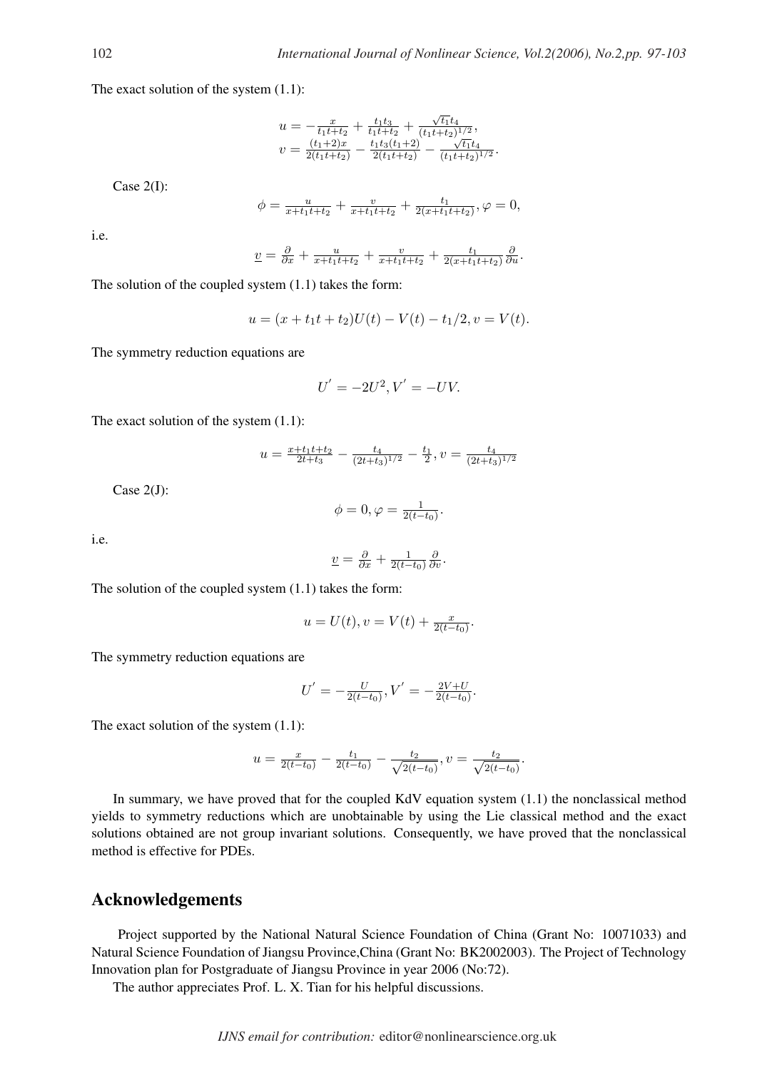The exact solution of the system (1.1):

$$
\begin{aligned}
u &= -\frac{x}{t_1 t+t_2} + \frac{t_1 t_3}{t_1 t+t_2} + \frac{\sqrt{t_1} t_4}{(t_1 t+t_2)^{1/2}}, \\
v &= \frac{(t_1+2)x}{2(t_1 t+t_2)} - \frac{t_1 t_3 (t_1+2)}{2(t_1 t+t_2)} - \frac{\sqrt{t_1} t_4}{(t_1 t+t_2)^{1/2}}.
\end{aligned}
$$

Case 2(I):

$$\phi = \frac{u}{x+t_1 t+t_2} + \frac{v}{x+t_1 t+t_2} + \frac{t_1}{2(x+t_1 t+t_2)}, \varphi = 0,$$

i.e.

$$\underline{v} = \frac{\partial}{\partial x} + \frac{u}{x+t_1 t+t_2} + \frac{v}{x+t_1 t+t_2} + \frac{t_1}{2(x+t_1 t+t_2)} \frac{\partial}{\partial u}.$$

The solution of the coupled system (1.1) takes the form:

$$u = (x+t_1 t+t_2)U(t) - V(t) - t_1/2, v = V(t).$$

The symmetry reduction equations are

$$U' = -2U^2, V' = -UV.$$

The exact solution of the system (1.1):

$$u = \frac{x+t_1 t+t_2}{2t+t_3} - \frac{t_4}{(2t+t_3)^{1/2}} - \frac{t_1}{2}, v = \frac{t_4}{(2t+t_3)^{1/2}}$$

Case 2(J):

$$\phi = 0, \varphi = \frac{1}{2(t-t_0)}.$$

i.e.

$$\underline{v} = \frac{\partial}{\partial x} + \frac{1}{2(t-t_0)} \frac{\partial}{\partial v}.$$

The solution of the coupled system (1.1) takes the form:

$$u = U(t), v = V(t) + \frac{x}{2(t-t_0)}.$$

The symmetry reduction equations are

$$U' = -\frac{U}{2(t-t_0)}, V' = -\frac{2V+U}{2(t-t_0)}.$$

The exact solution of the system (1.1):

$$u = \frac{x}{2(t-t_0)} - \frac{t_1}{2(t-t_0)} - \frac{t_2}{\sqrt{2(t-t_0)}}, v = \frac{t_2}{\sqrt{2(t-t_0)}}.$$

In summary, we have proved that for the coupled KdV equation system (1.1) the nonclassical method yields to symmetry reductions which are unobtainable by using the Lie classical method and the exact solutions obtained are not group invariant solutions. Consequently, we have proved that the nonclassical method is effective for PDEs.

## Acknowledgements

Project supported by the National Natural Science Foundation of China (Grant No: 10071033) and Natural Science Foundation of Jiangsu Province,China (Grant No: BK2002003). The Project of Technology Innovation plan for Postgraduate of Jiangsu Province in year 2006 (No:72).

The author appreciates Prof. L. X. Tian for his helpful discussions.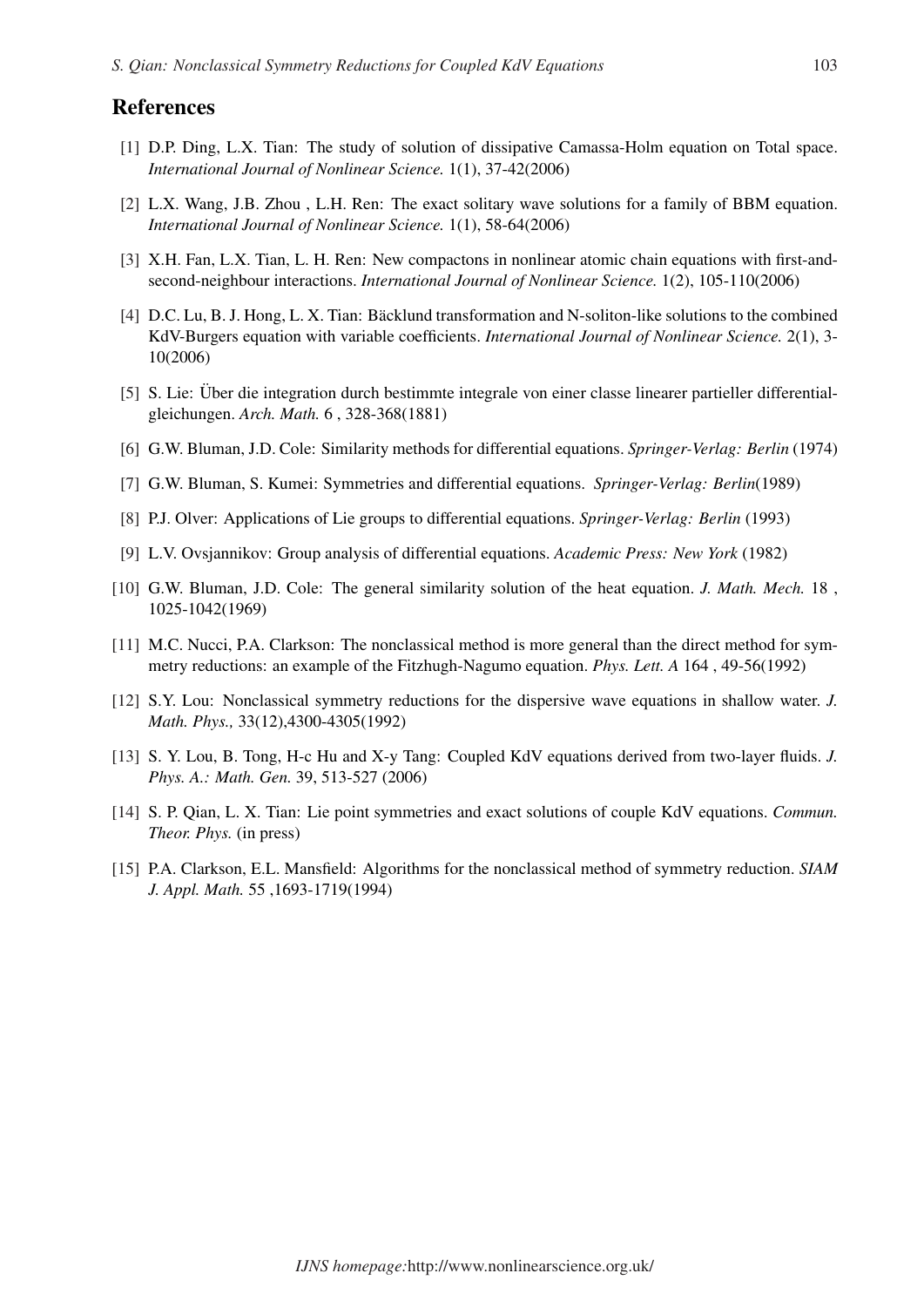## References

[1] D.P. Ding, L.X. Tian: The study of solution of dissipative Camassa-Holm equation on Total space. *International Journal of Nonlinear Science.* 1(1), 37-42(2006)

[2] L.X. Wang, J.B. Zhou , L.H. Ren: The exact solitary wave solutions for a family of BBM equation. *International Journal of Nonlinear Science.* 1(1), 58-64(2006)

[3] X.H. Fan, L.X. Tian, L. H. Ren: New compactons in nonlinear atomic chain equations with first-and-second-neighbour interactions. *International Journal of Nonlinear Science.* 1(2), 105-110(2006)

[4] D.C. Lu, B. J. Hong, L. X. Tian: Bäcklund transformation and N-soliton-like solutions to the combined KdV-Burgers equation with variable coefficients. *International Journal of Nonlinear Science.* 2(1), 3-10(2006)

[5] S. Lie: Über die integration durch bestimmte integrale von einer classe linearer partieller differentialgleichungen. *Arch. Math.* 6 , 328-368(1881)

[6] G.W. Bluman, J.D. Cole: Similarity methods for differential equations. *Springer-Verlag: Berlin* (1974)

[7] G.W. Bluman, S. Kumei: Symmetries and differential equations. *Springer-Verlag: Berlin*(1989)

[8] P.J. Olver: Applications of Lie groups to differential equations. *Springer-Verlag: Berlin* (1993)

[9] L.V. Ovsjannikov: Group analysis of differential equations. *Academic Press: New York* (1982)

[10] G.W. Bluman, J.D. Cole: The general similarity solution of the heat equation. *J. Math. Mech.* 18 , 1025-1042(1969)

[11] M.C. Nucci, P.A. Clarkson: The nonclassical method is more general than the direct method for symmetry reductions: an example of the Fitzhugh-Nagumo equation. *Phys. Lett. A* 164 , 49-56(1992)

[12] S.Y. Lou: Nonclassical symmetry reductions for the dispersive wave equations in shallow water. *J. Math. Phys.,* 33(12),4300-4305(1992)

[13] S. Y. Lou, B. Tong, H-c Hu and X-y Tang: Coupled KdV equations derived from two-layer fluids. *J. Phys. A.: Math. Gen.* 39, 513-527 (2006)

[14] S. P. Qian, L. X. Tian: Lie point symmetries and exact solutions of couple KdV equations. *Commun. Theor. Phys.* (in press)

[15] P.A. Clarkson, E.L. Mansfield: Algorithms for the nonclassical method of symmetry reduction. *SIAM J. Appl. Math.* 55 ,1693-1719(1994)